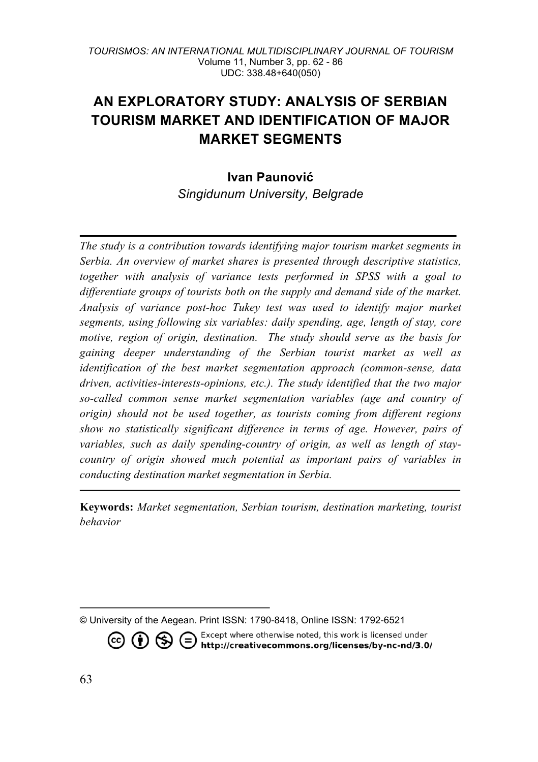# AN EXPLORATORY STUDY: ANALYSIS OF SERBIAN TOURISM MARKET AND IDENTIFICATION OF MAJOR MARKET SEGMENTS

**Ivan Paunović**
*Singidunum University, Belgrade*

---

*The study is a contribution towards identifying major tourism market segments in Serbia. An overview of market shares is presented through descriptive statistics, together with analysis of variance tests performed in SPSS with a goal to differentiate groups of tourists both on the supply and demand side of the market. Analysis of variance post-hoc Tukey test was used to identify major market segments, using following six variables: daily spending, age, length of stay, core motive, region of origin, destination. The study should serve as the basis for gaining deeper understanding of the Serbian tourist market as well as identification of the best market segmentation approach (common-sense, data driven, activities-interests-opinions, etc.). The study identified that the two major so-called common sense market segmentation variables (age and country of origin) should not be used together, as tourists coming from different regions show no statistically significant difference in terms of age. However, pairs of variables, such as daily spending-country of origin, as well as length of stay-country of origin showed much potential as important pairs of variables in conducting destination market segmentation in Serbia.*

---

**Keywords:** *Market segmentation, Serbian tourism, destination marketing, tourist behavior*

---

© University of the Aegean. Print ISSN: 1790-8418, Online ISSN: 1792-6521

Except where otherwise noted, this work is licensed under http://creativecommons.org/licenses/by-nc-nd/3.0/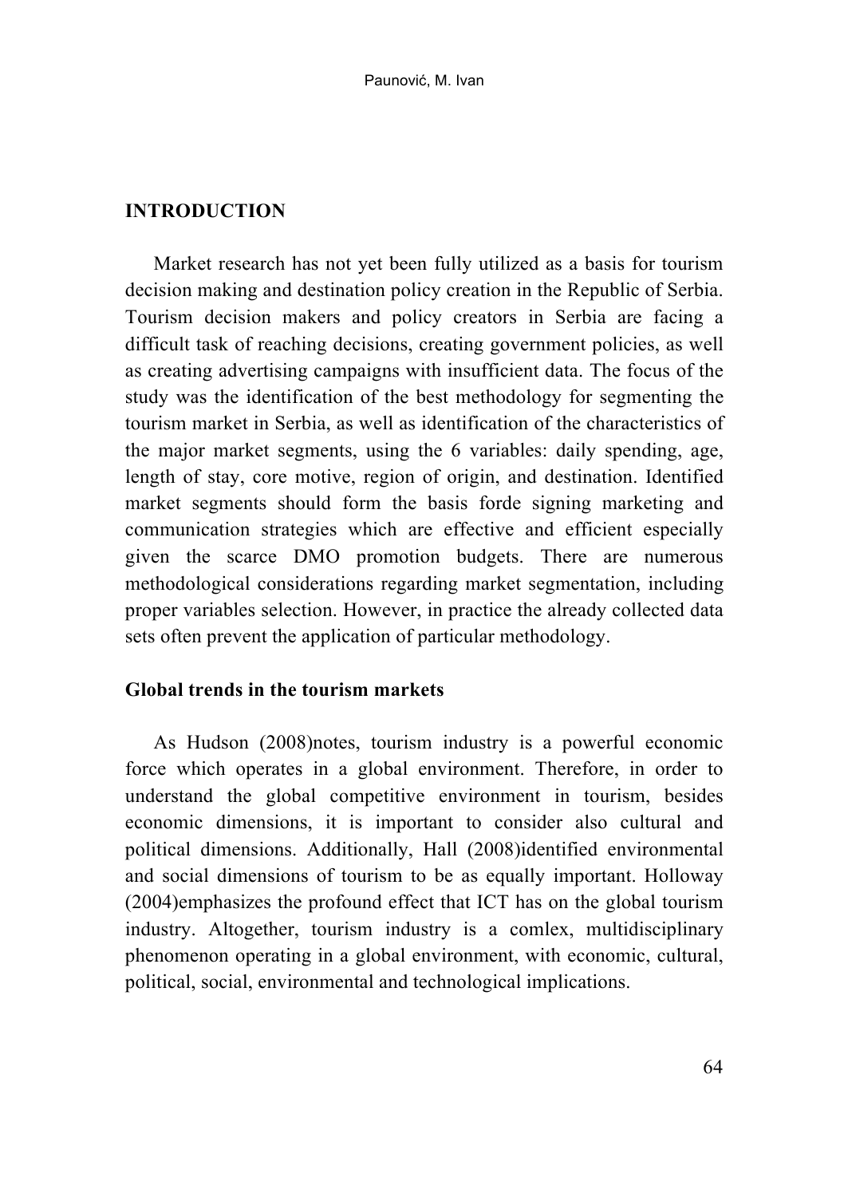## INTRODUCTION

Market research has not yet been fully utilized as a basis for tourism decision making and destination policy creation in the Republic of Serbia. Tourism decision makers and policy creators in Serbia are facing a difficult task of reaching decisions, creating government policies, as well as creating advertising campaigns with insufficient data. The focus of the study was the identification of the best methodology for segmenting the tourism market in Serbia, as well as identification of the characteristics of the major market segments, using the 6 variables: daily spending, age, length of stay, core motive, region of origin, and destination. Identified market segments should form the basis forde signing marketing and communication strategies which are effective and efficient especially given the scarce DMO promotion budgets. There are numerous methodological considerations regarding market segmentation, including proper variables selection. However, in practice the already collected data sets often prevent the application of particular methodology.

### Global trends in the tourism markets

As Hudson (2008)notes, tourism industry is a powerful economic force which operates in a global environment. Therefore, in order to understand the global competitive environment in tourism, besides economic dimensions, it is important to consider also cultural and political dimensions. Additionally, Hall (2008)identified environmental and social dimensions of tourism to be as equally important. Holloway (2004)emphasizes the profound effect that ICT has on the global tourism industry. Altogether, tourism industry is a comlex, multidisciplinary phenomenon operating in a global environment, with economic, cultural, political, social, environmental and technological implications.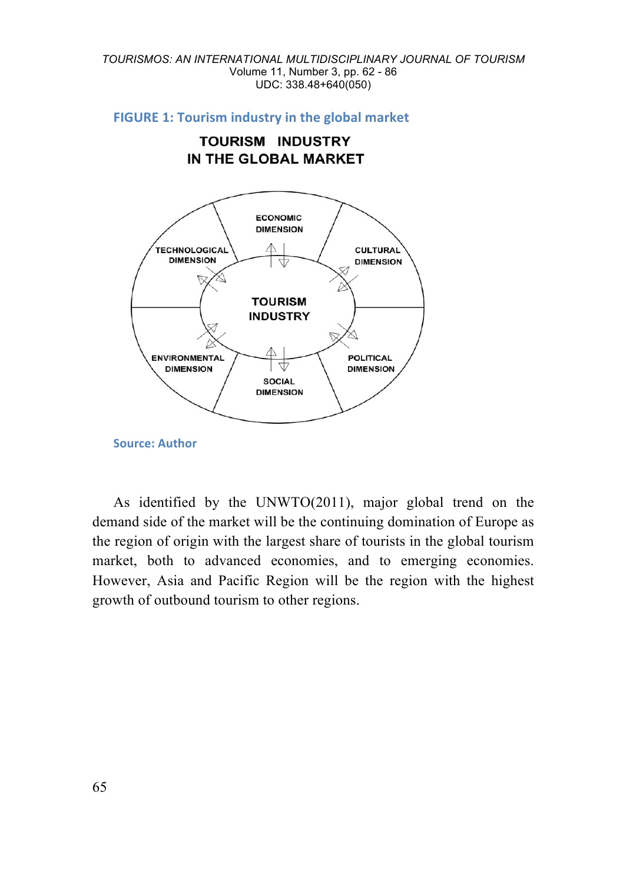**FIGURE 1: Tourism industry in the global market**

TOURISM INDUSTRY
IN THE GLOBAL MARKET

ECONOMIC DIMENSION

TECHNOLOGICAL DIMENSION

CULTURAL DIMENSION

TOURISM INDUSTRY

ENVIRONMENTAL DIMENSION

POLITICAL DIMENSION

SOCIAL DIMENSION

**Source: Author**

As identified by the UNWTO(2011), major global trend on the demand side of the market will be the continuing domination of Europe as the region of origin with the largest share of tourists in the global tourism market, both to advanced economies, and to emerging economies. However, Asia and Pacific Region will be the region with the highest growth of outbound tourism to other regions.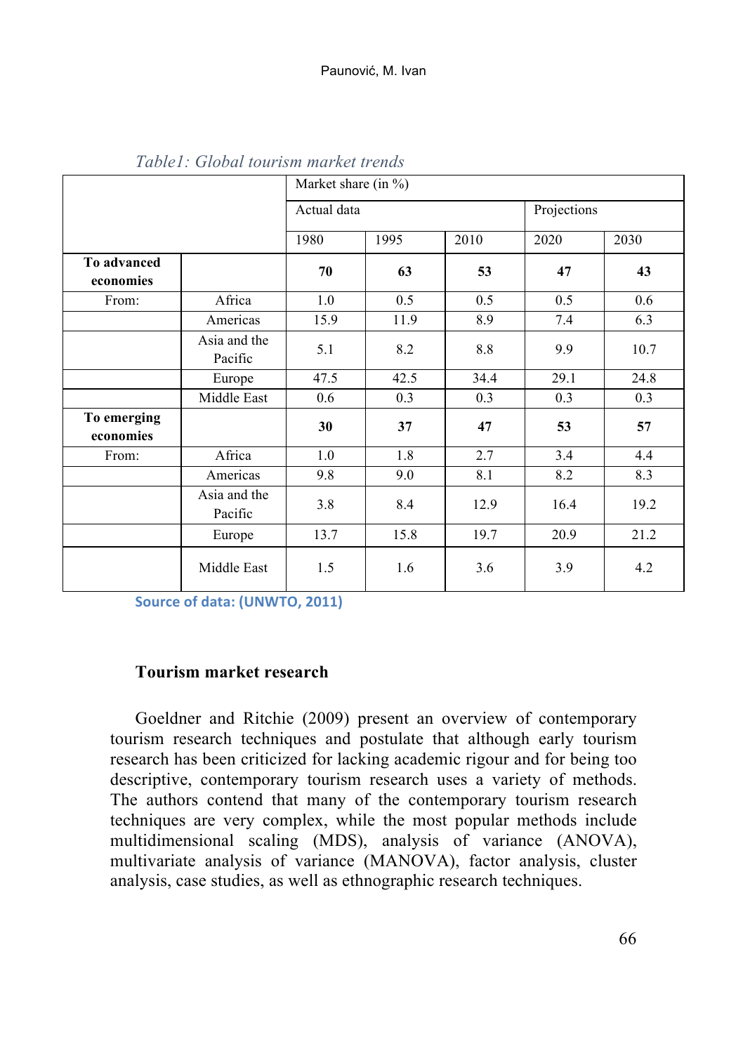*Table1: Global tourism market trends*

| | | Market share (in %) | | | | |
|---|---|---|---|---|---|---|
| | | Actual data | | | Projections | |
| | | 1980 | 1995 | 2010 | 2020 | 2030 |
| **To advanced economies** | | **70** | **63** | **53** | **47** | **43** |
| From: | Africa | 1.0 | 0.5 | 0.5 | 0.5 | 0.6 |
| | Americas | 15.9 | 11.9 | 8.9 | 7.4 | 6.3 |
| | Asia and the Pacific | 5.1 | 8.2 | 8.8 | 9.9 | 10.7 |
| | Europe | 47.5 | 42.5 | 34.4 | 29.1 | 24.8 |
| | Middle East | 0.6 | 0.3 | 0.3 | 0.3 | 0.3 |
| **To emerging economies** | | **30** | **37** | **47** | **53** | **57** |
| From: | Africa | 1.0 | 1.8 | 2.7 | 3.4 | 4.4 |
| | Americas | 9.8 | 9.0 | 8.1 | 8.2 | 8.3 |
| | Asia and the Pacific | 3.8 | 8.4 | 12.9 | 16.4 | 19.2 |
| | Europe | 13.7 | 15.8 | 19.7 | 20.9 | 21.2 |
| | Middle East | 1.5 | 1.6 | 3.6 | 3.9 | 4.2 |

Source of data: (UNWTO, 2011)

### Tourism market research

Goeldner and Ritchie (2009) present an overview of contemporary tourism research techniques and postulate that although early tourism research has been criticized for lacking academic rigour and for being too descriptive, contemporary tourism research uses a variety of methods. The authors contend that many of the contemporary tourism research techniques are very complex, while the most popular methods include multidimensional scaling (MDS), analysis of variance (ANOVA), multivariate analysis of variance (MANOVA), factor analysis, cluster analysis, case studies, as well as ethnographic research techniques.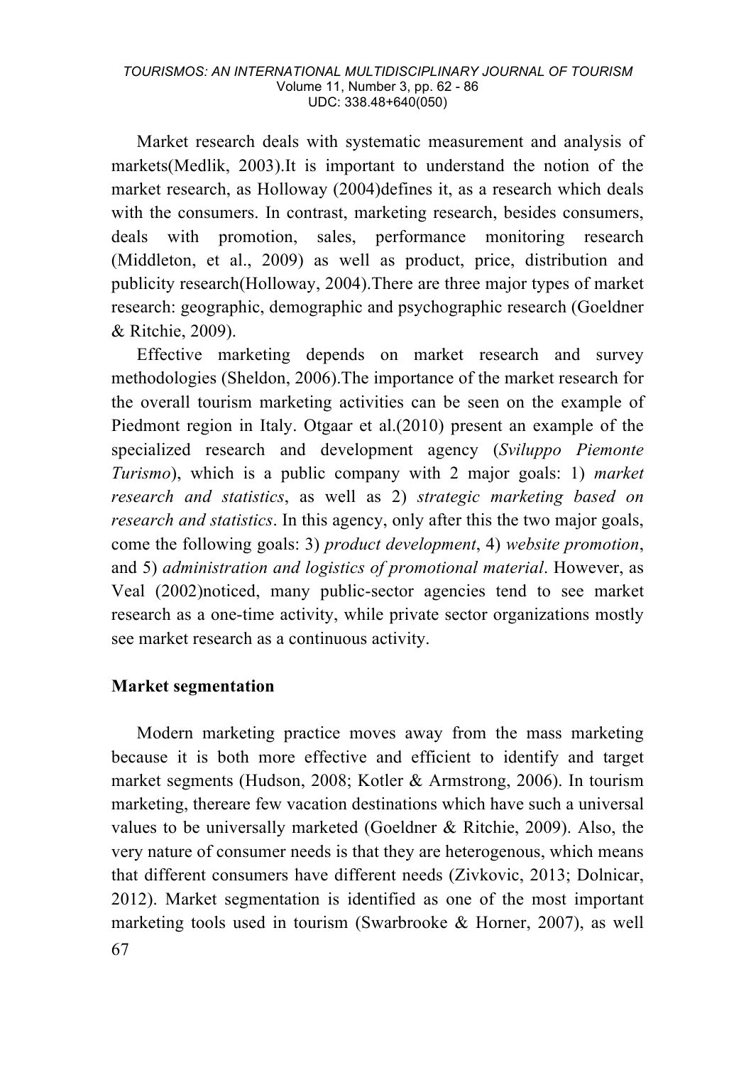Market research deals with systematic measurement and analysis of markets(Medlik, 2003).It is important to understand the notion of the market research, as Holloway (2004)defines it, as a research which deals with the consumers. In contrast, marketing research, besides consumers, deals with promotion, sales, performance monitoring research (Middleton, et al., 2009) as well as product, price, distribution and publicity research(Holloway, 2004).There are three major types of market research: geographic, demographic and psychographic research (Goeldner & Ritchie, 2009).

Effective marketing depends on market research and survey methodologies (Sheldon, 2006).The importance of the market research for the overall tourism marketing activities can be seen on the example of Piedmont region in Italy. Otgaar et al.(2010) present an example of the specialized research and development agency (*Sviluppo Piemonte Turismo*), which is a public company with 2 major goals: 1) *market research and statistics*, as well as 2) *strategic marketing based on research and statistics*. In this agency, only after this the two major goals, come the following goals: 3) *product development*, 4) *website promotion*, and 5) *administration and logistics of promotional material*. However, as Veal (2002)noticed, many public-sector agencies tend to see market research as a one-time activity, while private sector organizations mostly see market research as a continuous activity.

## Market segmentation

Modern marketing practice moves away from the mass marketing because it is both more effective and efficient to identify and target market segments (Hudson, 2008; Kotler & Armstrong, 2006). In tourism marketing, thereare few vacation destinations which have such a universal values to be universally marketed (Goeldner & Ritchie, 2009). Also, the very nature of consumer needs is that they are heterogenous, which means that different consumers have different needs (Zivkovic, 2013; Dolnicar, 2012). Market segmentation is identified as one of the most important marketing tools used in tourism (Swarbrooke & Horner, 2007), as well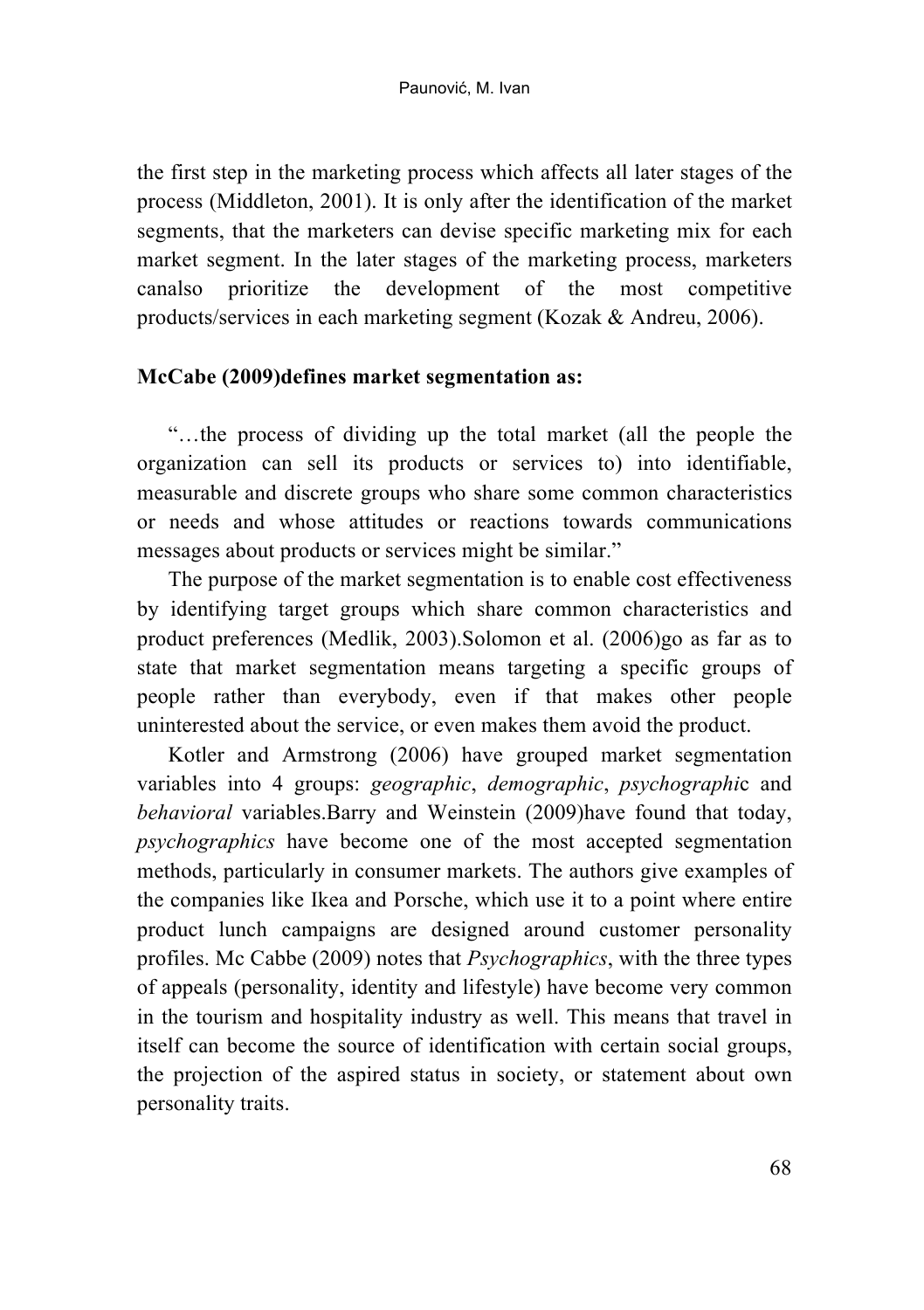the first step in the marketing process which affects all later stages of the process (Middleton, 2001). It is only after the identification of the market segments, that the marketers can devise specific marketing mix for each market segment. In the later stages of the marketing process, marketers canalso prioritize the development of the most competitive products/services in each marketing segment (Kozak & Andreu, 2006).

**McCabe (2009)defines market segmentation as:**

"…the process of dividing up the total market (all the people the organization can sell its products or services to) into identifiable, measurable and discrete groups who share some common characteristics or needs and whose attitudes or reactions towards communications messages about products or services might be similar."

The purpose of the market segmentation is to enable cost effectiveness by identifying target groups which share common characteristics and product preferences (Medlik, 2003).Solomon et al. (2006)go as far as to state that market segmentation means targeting a specific groups of people rather than everybody, even if that makes other people uninterested about the service, or even makes them avoid the product.

Kotler and Armstrong (2006) have grouped market segmentation variables into 4 groups: *geographic*, *demographic*, *psychographi*c and *behavioral* variables.Barry and Weinstein (2009)have found that today, *psychographics* have become one of the most accepted segmentation methods, particularly in consumer markets. The authors give examples of the companies like Ikea and Porsche, which use it to a point where entire product lunch campaigns are designed around customer personality profiles. Mc Cabbe (2009) notes that *Psychographics*, with the three types of appeals (personality, identity and lifestyle) have become very common in the tourism and hospitality industry as well. This means that travel in itself can become the source of identification with certain social groups, the projection of the aspired status in society, or statement about own personality traits.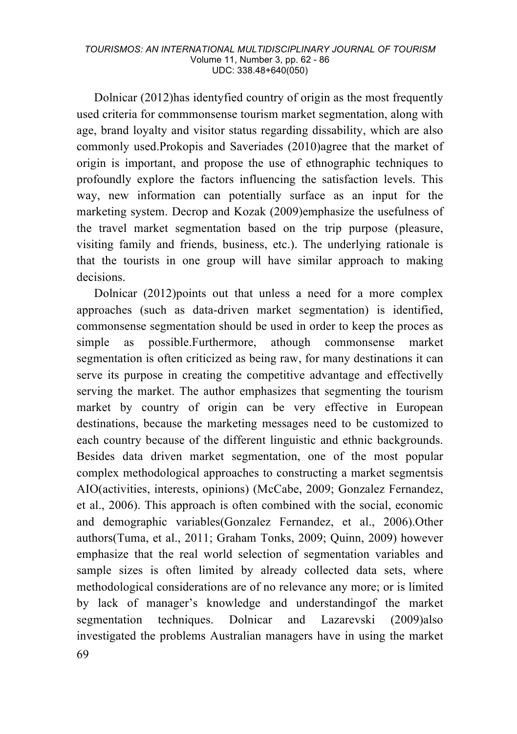Dolnicar (2012)has identyfied country of origin as the most frequently used criteria for commmonsense tourism market segmentation, along with age, brand loyalty and visitor status regarding dissability, which are also commonly used.Prokopis and Saveriades (2010)agree that the market of origin is important, and propose the use of ethnographic techniques to profoundly explore the factors influencing the satisfaction levels. This way, new information can potentially surface as an input for the marketing system. Decrop and Kozak (2009)emphasize the usefulness of the travel market segmentation based on the trip purpose (pleasure, visiting family and friends, business, etc.). The underlying rationale is that the tourists in one group will have similar approach to making decisions.

Dolnicar (2012)points out that unless a need for a more complex approaches (such as data-driven market segmentation) is identified, commonsense segmentation should be used in order to keep the proces as simple as possible.Furthermore, athough commonsense market segmentation is often criticized as being raw, for many destinations it can serve its purpose in creating the competitive advantage and effectivelly serving the market. The author emphasizes that segmenting the tourism market by country of origin can be very effective in European destinations, because the marketing messages need to be customized to each country because of the different linguistic and ethnic backgrounds. Besides data driven market segmentation, one of the most popular complex methodological approaches to constructing a market segmentsis AIO(activities, interests, opinions) (McCabe, 2009; Gonzalez Fernandez, et al., 2006). This approach is often combined with the social, economic and demographic variables(Gonzalez Fernandez, et al., 2006).Other authors(Tuma, et al., 2011; Graham Tonks, 2009; Quinn, 2009) however emphasize that the real world selection of segmentation variables and sample sizes is often limited by already collected data sets, where methodological considerations are of no relevance any more; or is limited by lack of manager's knowledge and understandingof the market segmentation techniques. Dolnicar and Lazarevski (2009)also investigated the problems Australian managers have in using the market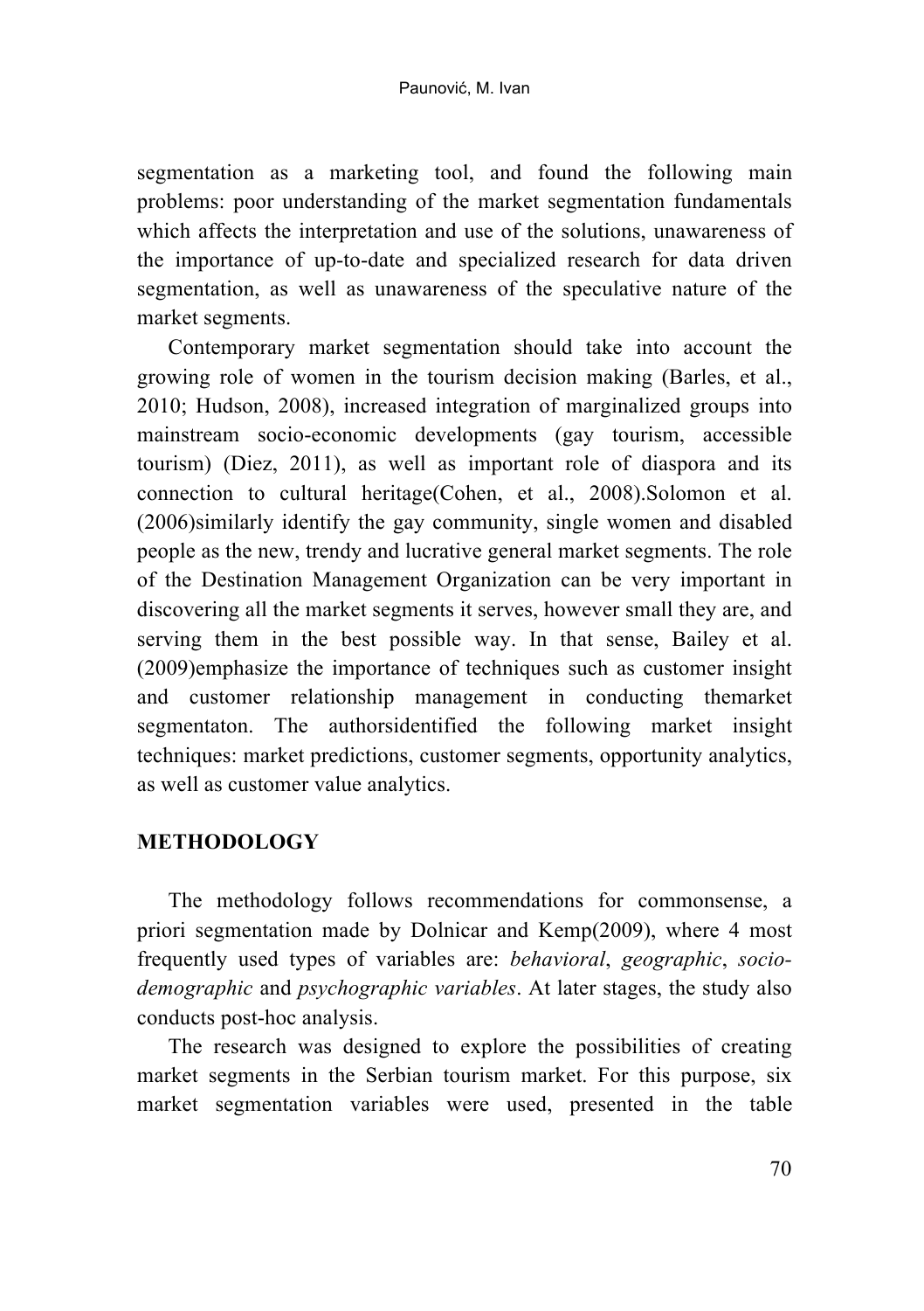segmentation as a marketing tool, and found the following main problems: poor understanding of the market segmentation fundamentals which affects the interpretation and use of the solutions, unawareness of the importance of up-to-date and specialized research for data driven segmentation, as well as unawareness of the speculative nature of the market segments.

Contemporary market segmentation should take into account the growing role of women in the tourism decision making (Barles, et al., 2010; Hudson, 2008), increased integration of marginalized groups into mainstream socio-economic developments (gay tourism, accessible tourism) (Diez, 2011), as well as important role of diaspora and its connection to cultural heritage(Cohen, et al., 2008).Solomon et al. (2006)similarly identify the gay community, single women and disabled people as the new, trendy and lucrative general market segments. The role of the Destination Management Organization can be very important in discovering all the market segments it serves, however small they are, and serving them in the best possible way. In that sense, Bailey et al. (2009)emphasize the importance of techniques such as customer insight and customer relationship management in conducting themarket segmentaton. The authorsidentified the following market insight techniques: market predictions, customer segments, opportunity analytics, as well as customer value analytics.

## METHODOLOGY

The methodology follows recommendations for commonsense, a priori segmentation made by Dolnicar and Kemp(2009), where 4 most frequently used types of variables are: *behavioral*, *geographic*, *socio-demographic* and *psychographic variables*. At later stages, the study also conducts post-hoc analysis.

The research was designed to explore the possibilities of creating market segments in the Serbian tourism market. For this purpose, six market segmentation variables were used, presented in the table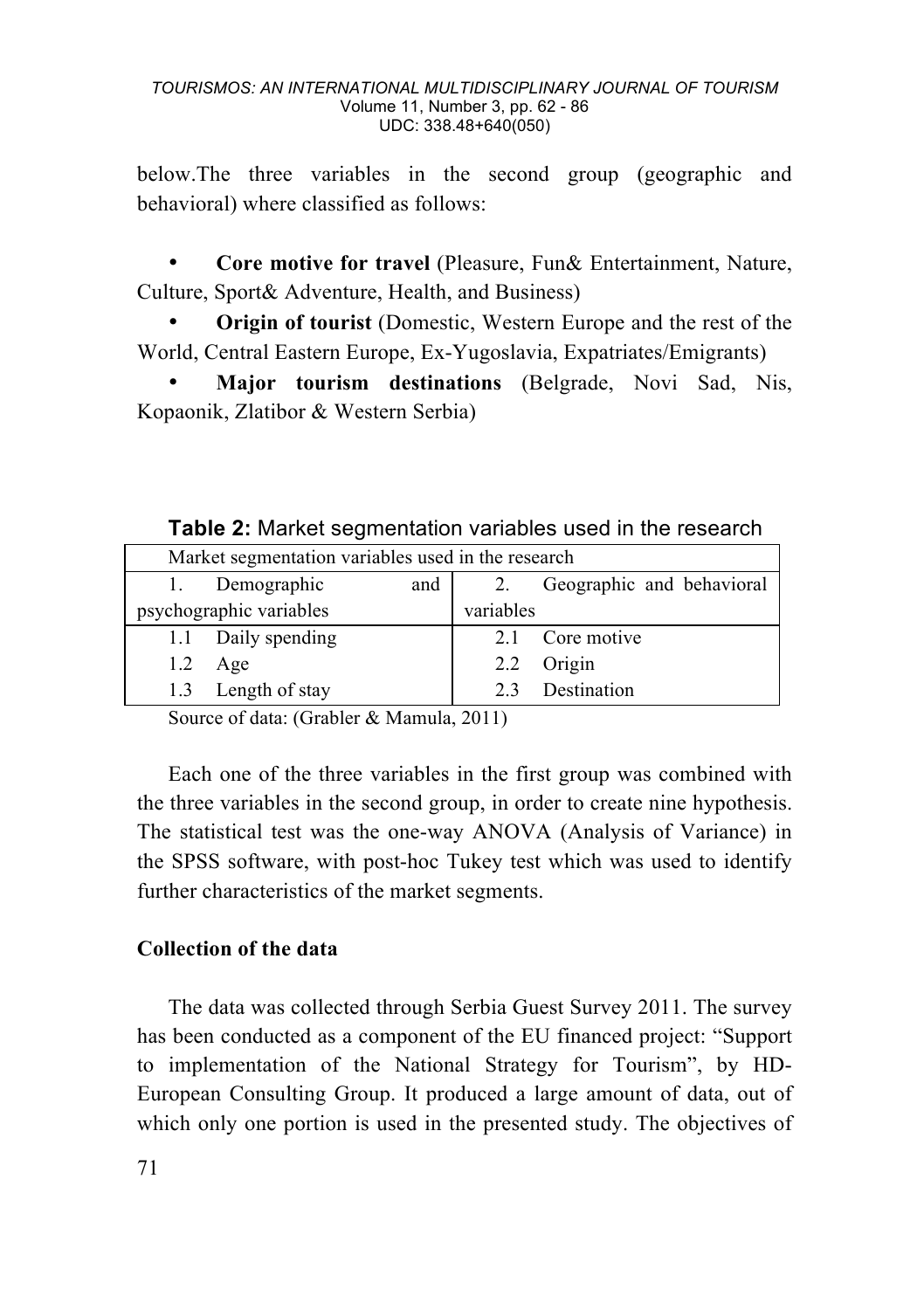below.The three variables in the second group (geographic and behavioral) where classified as follows:

- **Core motive for travel** (Pleasure, Fun& Entertainment, Nature, Culture, Sport& Adventure, Health, and Business)
- **Origin of tourist** (Domestic, Western Europe and the rest of the World, Central Eastern Europe, Ex-Yugoslavia, Expatriates/Emigrants)
- **Major tourism destinations** (Belgrade, Novi Sad, Nis, Kopaonik, Zlatibor & Western Serbia)

**Table 2:** Market segmentation variables used in the research

| Market segmentation variables used in the research | |
|---|---|
| 1. Demographic and psychographic variables | 2. Geographic and behavioral variables |
| 1.1 Daily spending | 2.1 Core motive |
| 1.2 Age | 2.2 Origin |
| 1.3 Length of stay | 2.3 Destination |

Source of data: (Grabler & Mamula, 2011)

Each one of the three variables in the first group was combined with the three variables in the second group, in order to create nine hypothesis. The statistical test was the one-way ANOVA (Analysis of Variance) in the SPSS software, with post-hoc Tukey test which was used to identify further characteristics of the market segments.

**Collection of the data**

The data was collected through Serbia Guest Survey 2011. The survey has been conducted as a component of the EU financed project: "Support to implementation of the National Strategy for Tourism", by HD-European Consulting Group. It produced a large amount of data, out of which only one portion is used in the presented study. The objectives of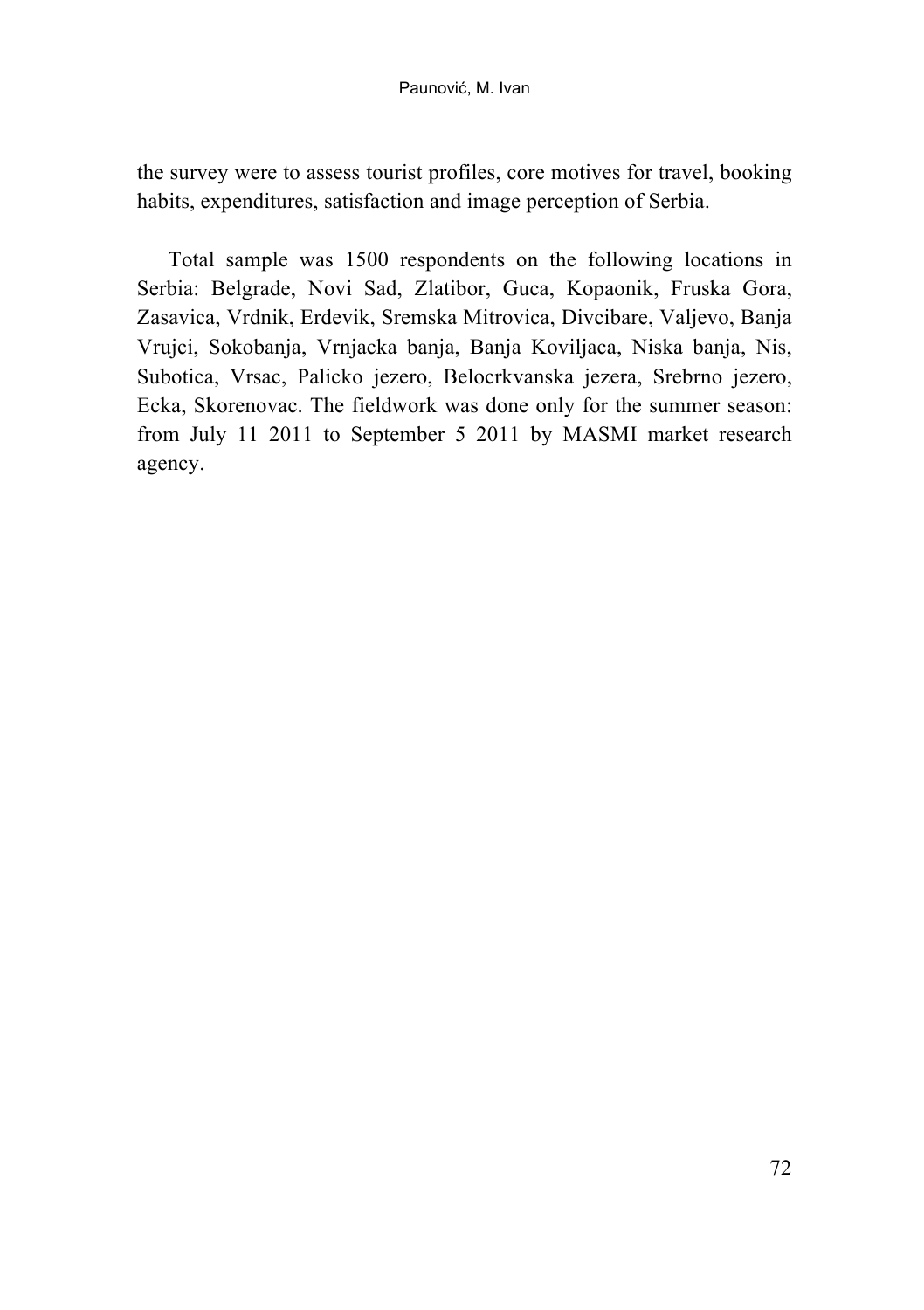the survey were to assess tourist profiles, core motives for travel, booking habits, expenditures, satisfaction and image perception of Serbia.

Total sample was 1500 respondents on the following locations in Serbia: Belgrade, Novi Sad, Zlatibor, Guca, Kopaonik, Fruska Gora, Zasavica, Vrdnik, Erdevik, Sremska Mitrovica, Divcibare, Valjevo, Banja Vrujci, Sokobanja, Vrnjacka banja, Banja Koviljaca, Niska banja, Nis, Subotica, Vrsac, Palicko jezero, Belocrkvanska jezera, Srebrno jezero, Ecka, Skorenovac. The fieldwork was done only for the summer season: from July 11 2011 to September 5 2011 by MASMI market research agency.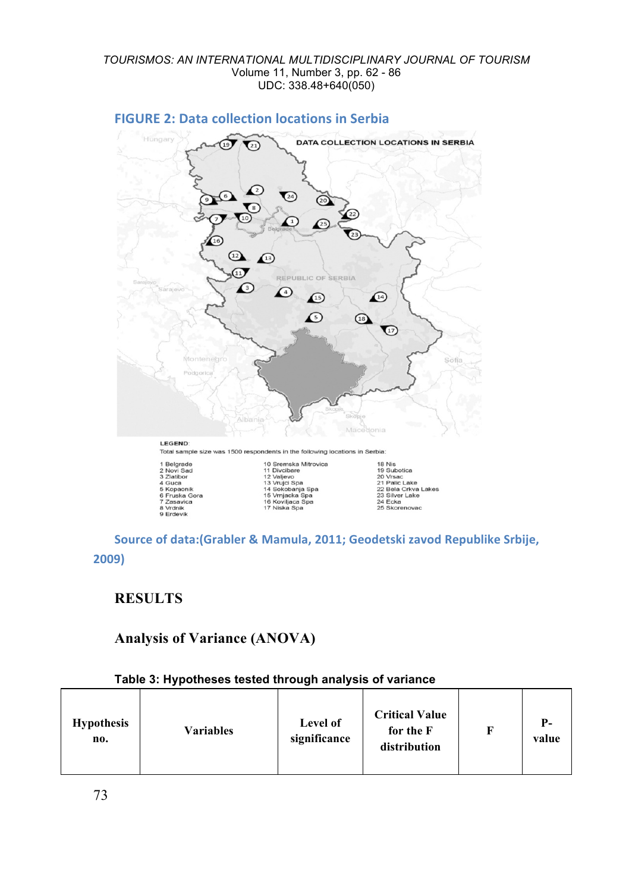**FIGURE 2: Data collection locations in Serbia**

LEGEND:
Total sample size was 1500 respondents in the following locations in Serbia:

1 Belgrade
2 Novi Sad
3 Zlatibor
4 Guca
5 Kopaonik
6 Fruska Gora
7 Zasavica
8 Vrdnik
9 Erdevik
10 Sremska Mitrovica
11 Divcibare
12 Valjevo
13 Vrujci Spa
14 Sokobanja Spa
15 Vrnjacka Spa
16 Koviljaca Spa
17 Niska Spa
18 Nis
19 Subotica
20 Vrsac
21 Palic Lake
22 Bela Crkva Lakes
23 Silver Lake
24 Ecka
25 Skorenovac

Source of data:(Grabler & Mamula, 2011; Geodetski zavod Republike Srbije, 2009)

## RESULTS

### Analysis of Variance (ANOVA)

**Table 3: Hypotheses tested through analysis of variance**

| Hypothesis no. | Variables | Level of significance | Critical Value for the F distribution | F | P-value |
|---|---|---|---|---|---|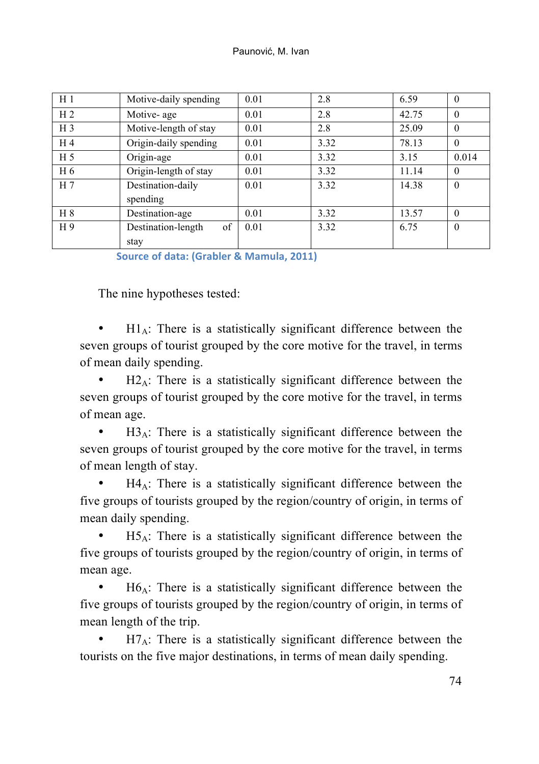| H 1 | Motive-daily spending | 0.01 | 2.8 | 6.59 | 0 |
|---|---|---|---|---|---|
| H 2 | Motive- age | 0.01 | 2.8 | 42.75 | 0 |
| H 3 | Motive-length of stay | 0.01 | 2.8 | 25.09 | 0 |
| H 4 | Origin-daily spending | 0.01 | 3.32 | 78.13 | 0 |
| H 5 | Origin-age | 0.01 | 3.32 | 3.15 | 0.014 |
| H 6 | Origin-length of stay | 0.01 | 3.32 | 11.14 | 0 |
| H 7 | Destination-daily spending | 0.01 | 3.32 | 14.38 | 0 |
| H 8 | Destination-age | 0.01 | 3.32 | 13.57 | 0 |
| H 9 | Destination-length of stay | 0.01 | 3.32 | 6.75 | 0 |

**Source of data: (Grabler & Mamula, 2011)**

The nine hypotheses tested:

- $H1_A$: There is a statistically significant difference between the seven groups of tourist grouped by the core motive for the travel, in terms of mean daily spending.
- $H2_A$: There is a statistically significant difference between the seven groups of tourist grouped by the core motive for the travel, in terms of mean age.
- $H3_A$: There is a statistically significant difference between the seven groups of tourist grouped by the core motive for the travel, in terms of mean length of stay.
- $H4_A$: There is a statistically significant difference between the five groups of tourists grouped by the region/country of origin, in terms of mean daily spending.
- $H5_A$: There is a statistically significant difference between the five groups of tourists grouped by the region/country of origin, in terms of mean age.
- $H6_A$: There is a statistically significant difference between the five groups of tourists grouped by the region/country of origin, in terms of mean length of the trip.
- $H7_A$: There is a statistically significant difference between the tourists on the five major destinations, in terms of mean daily spending.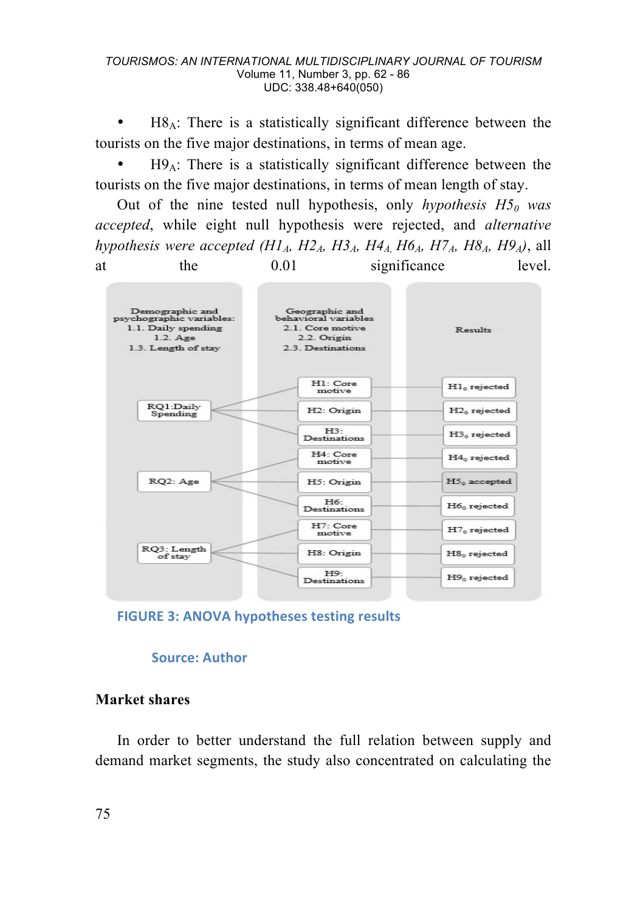- $H8_A$: There is a statistically significant difference between the tourists on the five major destinations, in terms of mean age.
- $H9_A$: There is a statistically significant difference between the tourists on the five major destinations, in terms of mean length of stay.

Out of the nine tested null hypothesis, only *hypothesis $H5_0$ was accepted*, while eight null hypothesis were rejected, and *alternative hypothesis were accepted ($H1_A$, $H2_A$, $H3_A$, $H4_A$, $H6_A$, $H7_A$, $H8_A$, $H9_A$)*, all at the 0.01 significance level.

**FIGURE 3: ANOVA hypotheses testing results**

**Source: Author**

## Market shares

In order to better understand the full relation between supply and demand market segments, the study also concentrated on calculating the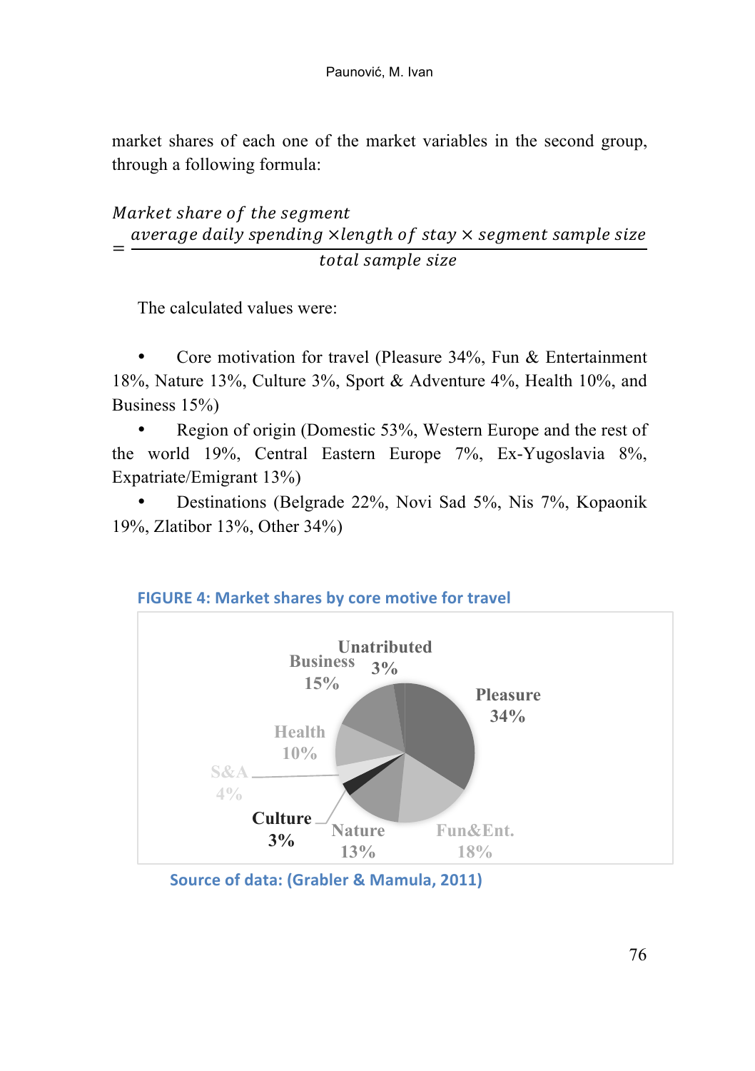market shares of each one of the market variables in the second group, through a following formula:

$$\text{Market share of the segment} = \frac{\text{average daily spending} \times \text{length of stay} \times \text{segment sample size}}{\text{total sample size}}$$

The calculated values were:

- Core motivation for travel (Pleasure 34%, Fun & Entertainment 18%, Nature 13%, Culture 3%, Sport & Adventure 4%, Health 10%, and Business 15%)
- Region of origin (Domestic 53%, Western Europe and the rest of the world 19%, Central Eastern Europe 7%, Ex-Yugoslavia 8%, Expatriate/Emigrant 13%)
- Destinations (Belgrade 22%, Novi Sad 5%, Nis 7%, Kopaonik 19%, Zlatibor 13%, Other 34%)

**FIGURE 4: Market shares by core motive for travel**

| Segment | Share |
|---|---|
| Pleasure | 34% |
| Fun&Ent. | 18% |
| Nature | 13% |
| Culture | 3% |
| S&A | 4% |
| Health | 10% |
| Business | 15% |
| Unatributed | 3% |

Source of data: (Grabler & Mamula, 2011)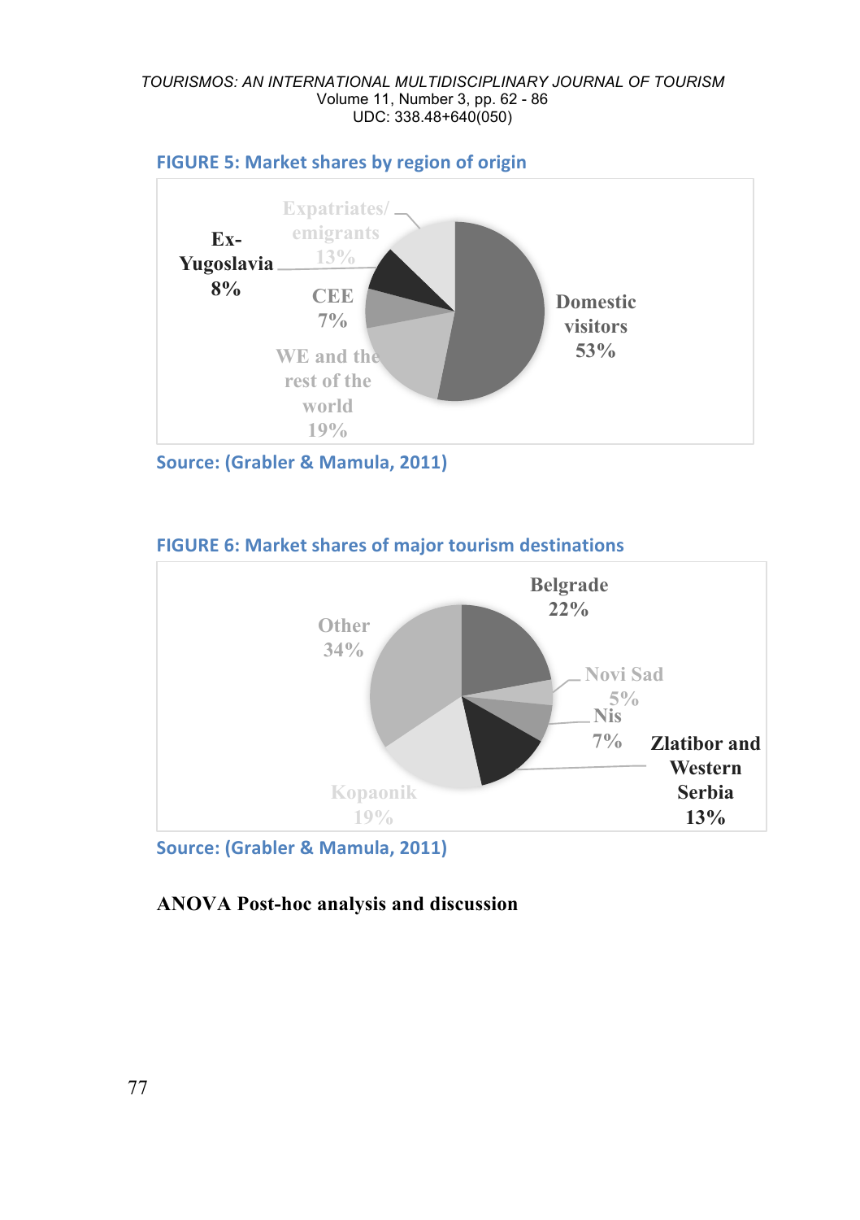**FIGURE 5: Market shares by region of origin**

Expatriates/emigrants 13%

Ex-Yugoslavia 8%

CEE 7%

WE and the rest of the world 19%

Domestic visitors 53%

**Source: (Grabler & Mamula, 2011)**

**FIGURE 6: Market shares of major tourism destinations**

Belgrade 22%

Other 34%

Novi Sad 5%

Nis 7%

Zlatibor and Western Serbia 13%

Kopaonik 19%

**Source: (Grabler & Mamula, 2011)**

## ANOVA Post-hoc analysis and discussion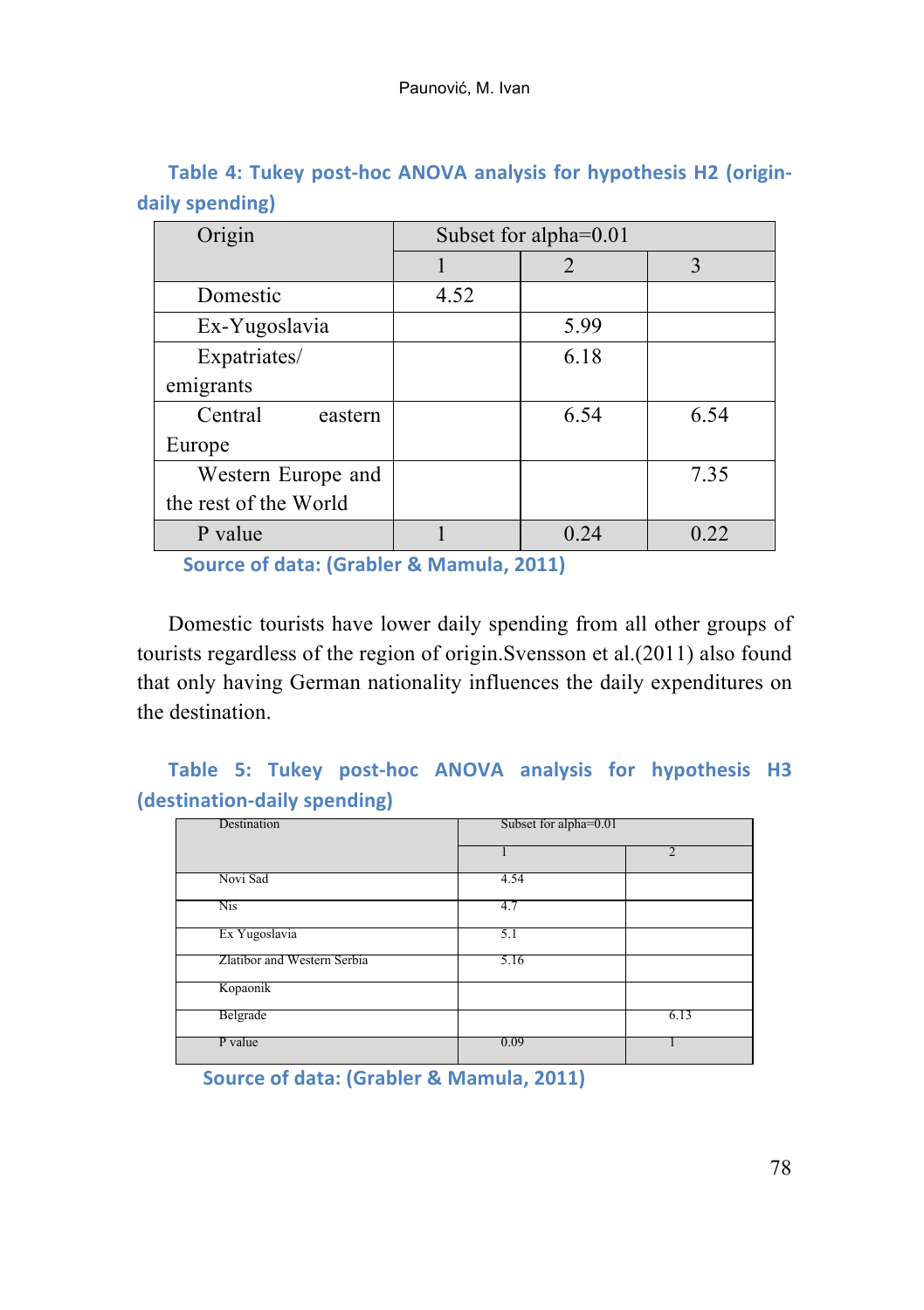**Table 4: Tukey post-hoc ANOVA analysis for hypothesis H2 (origin-daily spending)**

| Origin | Subset for alpha=0.01 | | |
|---|---|---|---|
| | 1 | 2 | 3 |
| Domestic | 4.52 | | |
| Ex-Yugoslavia | | 5.99 | |
| Expatriates/ emigrants | | 6.18 | |
| Central eastern Europe | | 6.54 | 6.54 |
| Western Europe and the rest of the World | | | 7.35 |
| P value | 1 | 0.24 | 0.22 |

**Source of data: (Grabler & Mamula, 2011)**

Domestic tourists have lower daily spending from all other groups of tourists regardless of the region of origin.Svensson et al.(2011) also found that only having German nationality influences the daily expenditures on the destination.

**Table 5: Tukey post-hoc ANOVA analysis for hypothesis H3 (destination-daily spending)**

| Destination | Subset for alpha=0.01 | |
|---|---|---|
| | 1 | 2 |
| Novi Sad | 4.54 | |
| Nis | 4.7 | |
| Ex Yugoslavia | 5.1 | |
| Zlatibor and Western Serbia | 5.16 | |
| Kopaonik | | |
| Belgrade | | 6.13 |
| P value | 0.09 | 1 |

**Source of data: (Grabler & Mamula, 2011)**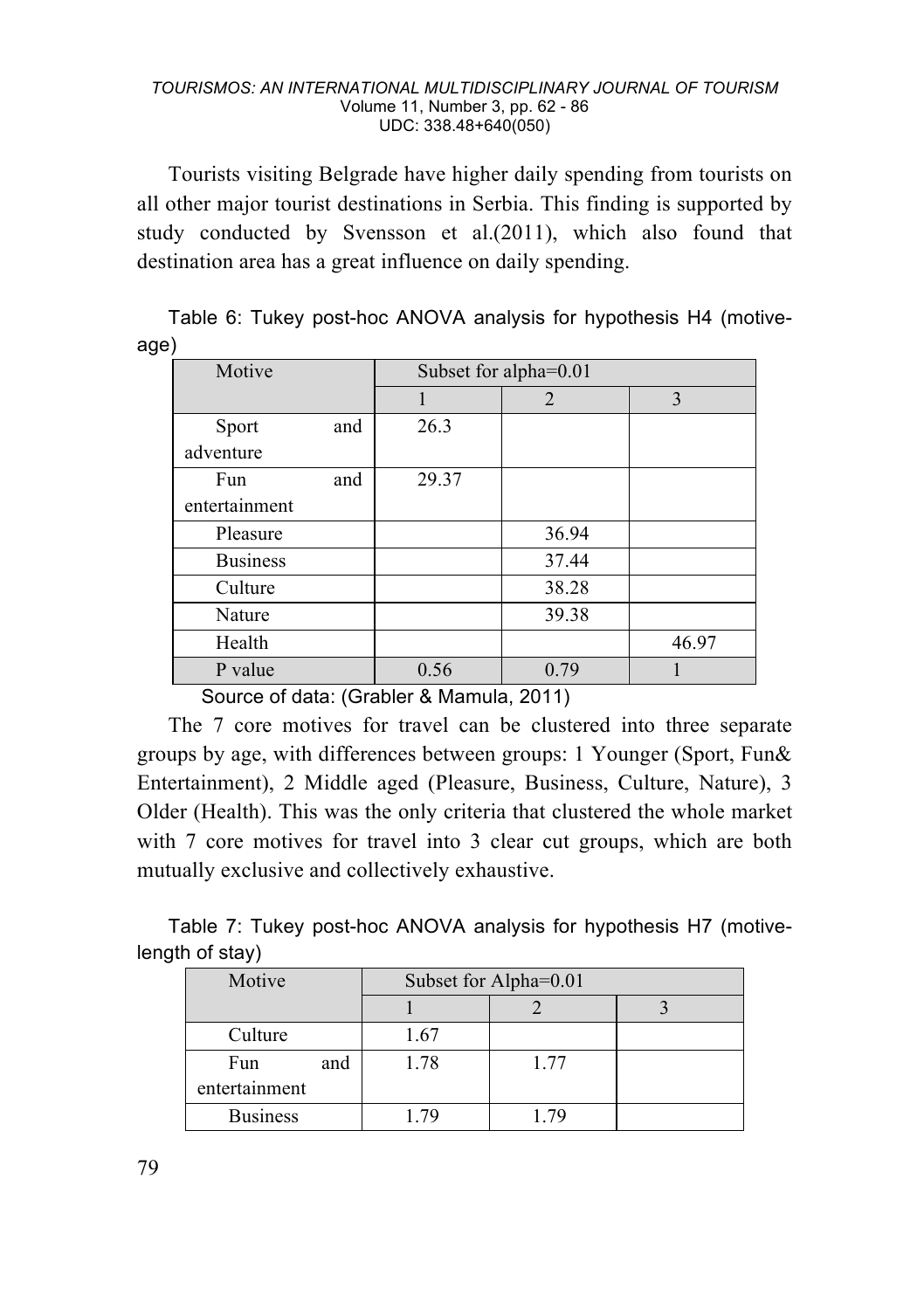Tourists visiting Belgrade have higher daily spending from tourists on all other major tourist destinations in Serbia. This finding is supported by study conducted by Svensson et al.(2011), which also found that destination area has a great influence on daily spending.

Table 6: Tukey post-hoc ANOVA analysis for hypothesis H4 (motive-age)

| Motive | Subset for alpha=0.01 | | |
|---|---|---|---|
| | 1 | 2 | 3 |
| Sport and adventure | 26.3 | | |
| Fun and entertainment | 29.37 | | |
| Pleasure | | 36.94 | |
| Business | | 37.44 | |
| Culture | | 38.28 | |
| Nature | | 39.38 | |
| Health | | | 46.97 |
| P value | 0.56 | 0.79 | 1 |

Source of data: (Grabler & Mamula, 2011)

The 7 core motives for travel can be clustered into three separate groups by age, with differences between groups: 1 Younger (Sport, Fun& Entertainment), 2 Middle aged (Pleasure, Business, Culture, Nature), 3 Older (Health). This was the only criteria that clustered the whole market with 7 core motives for travel into 3 clear cut groups, which are both mutually exclusive and collectively exhaustive.

Table 7: Tukey post-hoc ANOVA analysis for hypothesis H7 (motive-length of stay)

| Motive | Subset for Alpha=0.01 | | |
|---|---|---|---|
| | 1 | 2 | 3 |
| Culture | 1.67 | | |
| Fun and entertainment | 1.78 | 1.77 | |
| Business | 1.79 | 1.79 | |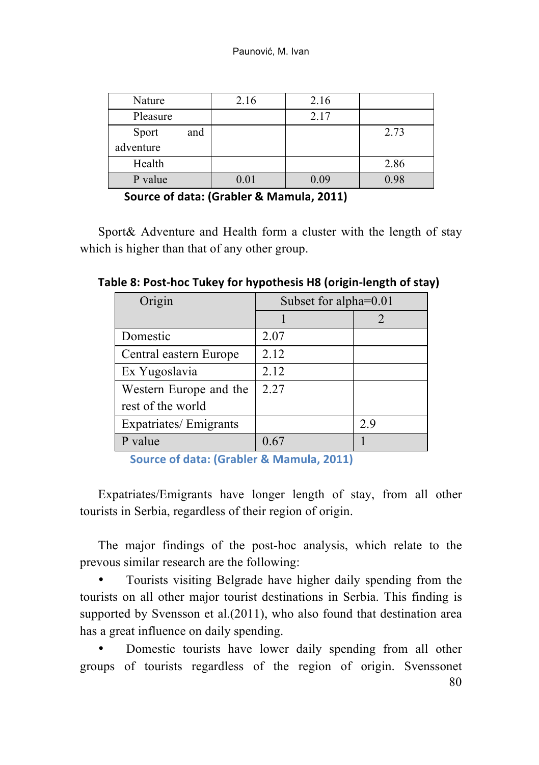| Nature | 2.16 | 2.16 | |
|---|---|---|---|
| Pleasure | | 2.17 | |
| Sport and adventure | | | 2.73 |
| Health | | | 2.86 |
| P value | 0.01 | 0.09 | 0.98 |

**Source of data: (Grabler & Mamula, 2011)**

Sport& Adventure and Health form a cluster with the length of stay which is higher than that of any other group.

**Table 8: Post-hoc Tukey for hypothesis H8 (origin-length of stay)**

| Origin | Subset for alpha=0.01 | |
|---|---|---|
| | 1 | 2 |
| Domestic | 2.07 | |
| Central eastern Europe | 2.12 | |
| Ex Yugoslavia | 2.12 | |
| Western Europe and the rest of the world | 2.27 | |
| Expatriates/ Emigrants | | 2.9 |
| P value | 0.67 | 1 |

**Source of data: (Grabler & Mamula, 2011)**

Expatriates/Emigrants have longer length of stay, from all other tourists in Serbia, regardless of their region of origin.

The major findings of the post-hoc analysis, which relate to the prevous similar research are the following:

- Tourists visiting Belgrade have higher daily spending from the tourists on all other major tourist destinations in Serbia. This finding is supported by Svensson et al.(2011), who also found that destination area has a great influence on daily spending.
- Domestic tourists have lower daily spending from all other groups of tourists regardless of the region of origin. Svenssonet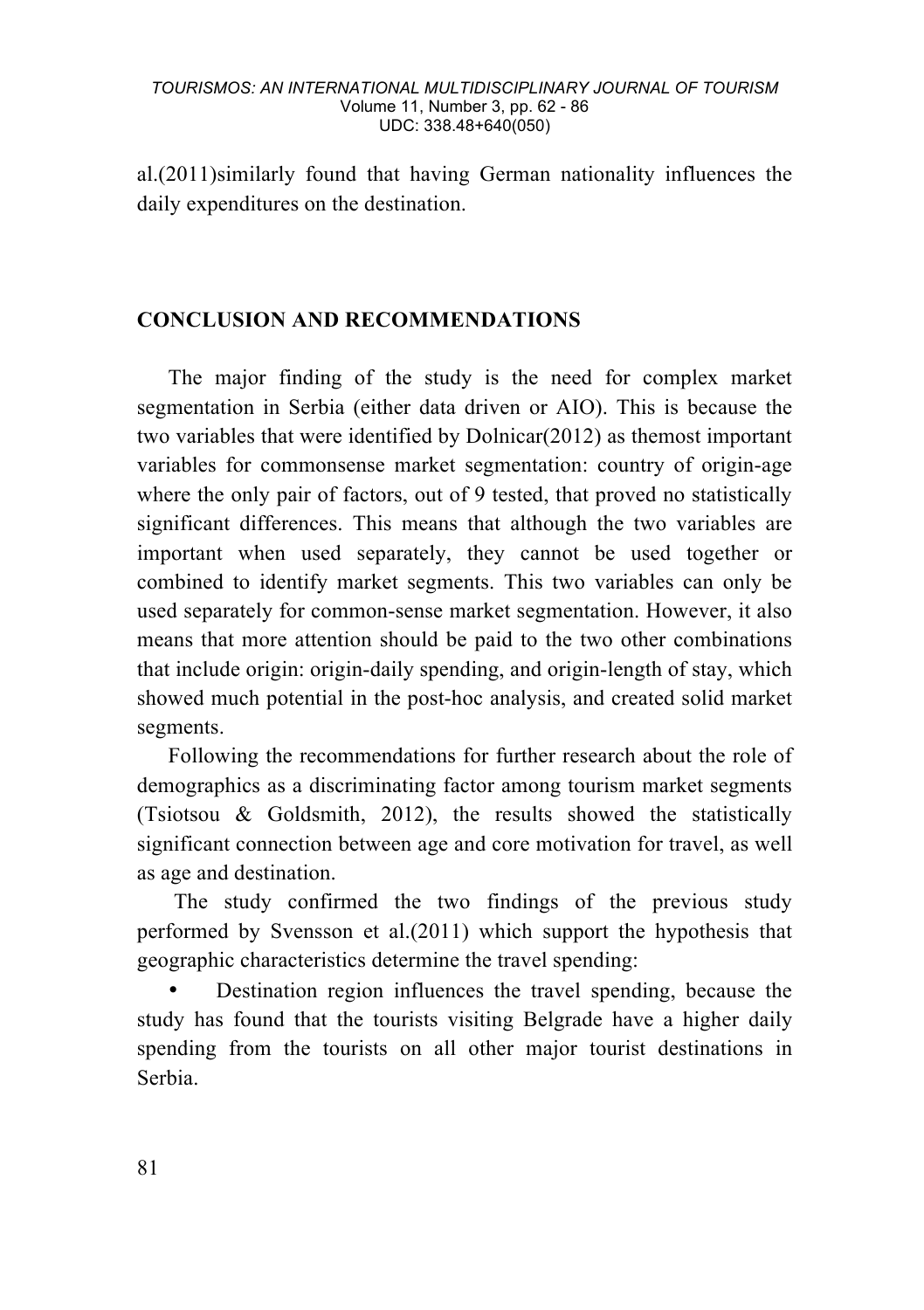al.(2011)similarly found that having German nationality influences the daily expenditures on the destination.

## CONCLUSION AND RECOMMENDATIONS

The major finding of the study is the need for complex market segmentation in Serbia (either data driven or AIO). This is because the two variables that were identified by Dolnicar(2012) as themost important variables for commonsense market segmentation: country of origin-age where the only pair of factors, out of 9 tested, that proved no statistically significant differences. This means that although the two variables are important when used separately, they cannot be used together or combined to identify market segments. This two variables can only be used separately for common-sense market segmentation. However, it also means that more attention should be paid to the two other combinations that include origin: origin-daily spending, and origin-length of stay, which showed much potential in the post-hoc analysis, and created solid market segments.

Following the recommendations for further research about the role of demographics as a discriminating factor among tourism market segments (Tsiotsou & Goldsmith, 2012), the results showed the statistically significant connection between age and core motivation for travel, as well as age and destination.

The study confirmed the two findings of the previous study performed by Svensson et al.(2011) which support the hypothesis that geographic characteristics determine the travel spending:

- Destination region influences the travel spending, because the study has found that the tourists visiting Belgrade have a higher daily spending from the tourists on all other major tourist destinations in Serbia.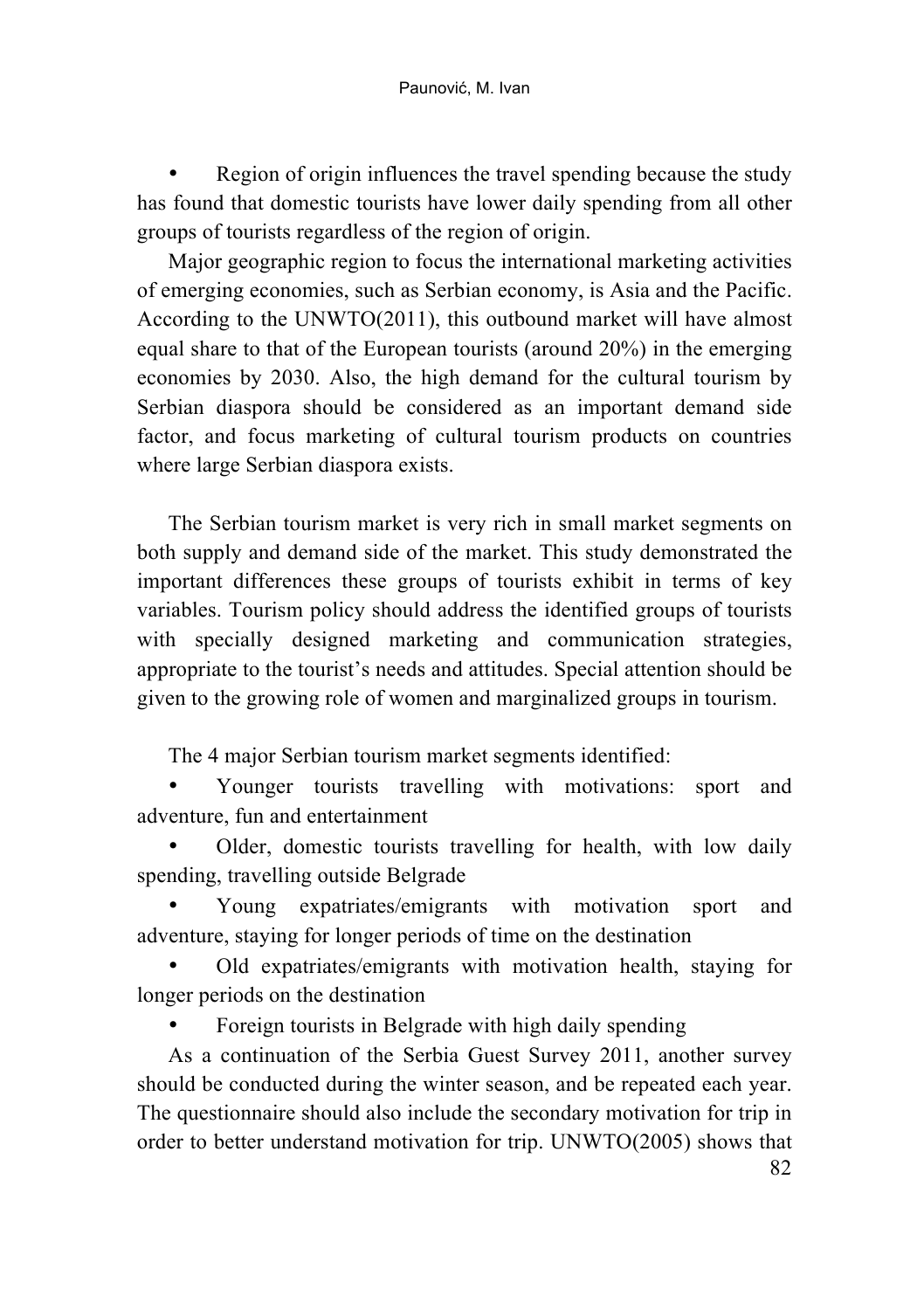- Region of origin influences the travel spending because the study has found that domestic tourists have lower daily spending from all other groups of tourists regardless of the region of origin.

Major geographic region to focus the international marketing activities of emerging economies, such as Serbian economy, is Asia and the Pacific. According to the UNWTO(2011), this outbound market will have almost equal share to that of the European tourists (around 20%) in the emerging economies by 2030. Also, the high demand for the cultural tourism by Serbian diaspora should be considered as an important demand side factor, and focus marketing of cultural tourism products on countries where large Serbian diaspora exists.

The Serbian tourism market is very rich in small market segments on both supply and demand side of the market. This study demonstrated the important differences these groups of tourists exhibit in terms of key variables. Tourism policy should address the identified groups of tourists with specially designed marketing and communication strategies, appropriate to the tourist's needs and attitudes. Special attention should be given to the growing role of women and marginalized groups in tourism.

The 4 major Serbian tourism market segments identified:

- Younger tourists travelling with motivations: sport and adventure, fun and entertainment
- Older, domestic tourists travelling for health, with low daily spending, travelling outside Belgrade
- Young expatriates/emigrants with motivation sport and adventure, staying for longer periods of time on the destination
- Old expatriates/emigrants with motivation health, staying for longer periods on the destination
- Foreign tourists in Belgrade with high daily spending

As a continuation of the Serbia Guest Survey 2011, another survey should be conducted during the winter season, and be repeated each year. The questionnaire should also include the secondary motivation for trip in order to better understand motivation for trip. UNWTO(2005) shows that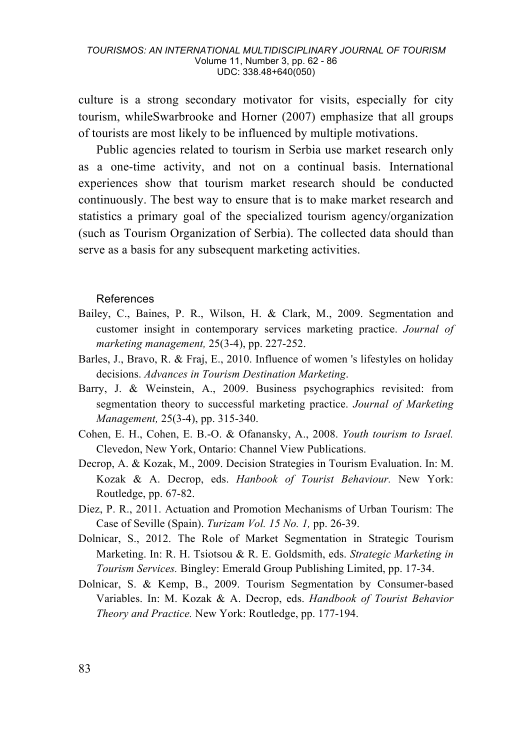culture is a strong secondary motivator for visits, especially for city tourism, whileSwarbrooke and Horner (2007) emphasize that all groups of tourists are most likely to be influenced by multiple motivations.

Public agencies related to tourism in Serbia use market research only as a one-time activity, and not on a continual basis. International experiences show that tourism market research should be conducted continuously. The best way to ensure that is to make market research and statistics a primary goal of the specialized tourism agency/organization (such as Tourism Organization of Serbia). The collected data should than serve as a basis for any subsequent marketing activities.

## References

Bailey, C., Baines, P. R., Wilson, H. & Clark, M., 2009. Segmentation and customer insight in contemporary services marketing practice. *Journal of marketing management,* 25(3-4), pp. 227-252.

Barles, J., Bravo, R. & Fraj, E., 2010. Influence of women 's lifestyles on holiday decisions. *Advances in Tourism Destination Marketing*.

Barry, J. & Weinstein, A., 2009. Business psychographics revisited: from segmentation theory to successful marketing practice. *Journal of Marketing Management,* 25(3-4), pp. 315-340.

Cohen, E. H., Cohen, E. B.-O. & Ofanansky, A., 2008. *Youth tourism to Israel.* Clevedon, New York, Ontario: Channel View Publications.

Decrop, A. & Kozak, M., 2009. Decision Strategies in Tourism Evaluation. In: M. Kozak & A. Decrop, eds. *Hanbook of Tourist Behaviour.* New York: Routledge, pp. 67-82.

Diez, P. R., 2011. Actuation and Promotion Mechanisms of Urban Tourism: The Case of Seville (Spain). *Turizam Vol. 15 No. 1,* pp. 26-39.

Dolnicar, S., 2012. The Role of Market Segmentation in Strategic Tourism Marketing. In: R. H. Tsiotsou & R. E. Goldsmith, eds. *Strategic Marketing in Tourism Services.* Bingley: Emerald Group Publishing Limited, pp. 17-34.

Dolnicar, S. & Kemp, B., 2009. Tourism Segmentation by Consumer-based Variables. In: M. Kozak & A. Decrop, eds. *Handbook of Tourist Behavior Theory and Practice.* New York: Routledge, pp. 177-194.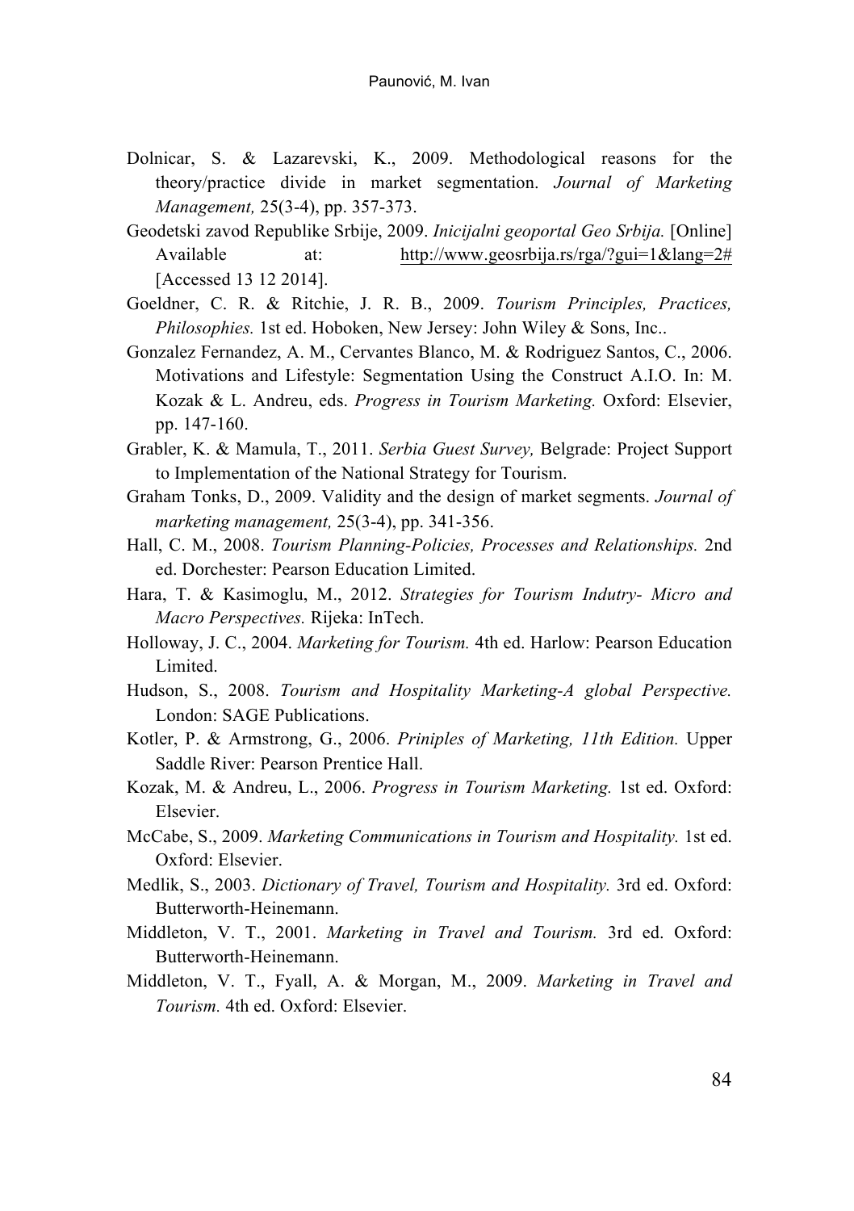Dolnicar, S. & Lazarevski, K., 2009. Methodological reasons for the theory/practice divide in market segmentation. *Journal of Marketing Management,* 25(3-4), pp. 357-373.

Geodetski zavod Republike Srbije, 2009. *Inicijalni geoportal Geo Srbija.* [Online] Available at: http://www.geosrbija.rs/rga/?gui=1&lang=2# [Accessed 13 12 2014].

Goeldner, C. R. & Ritchie, J. R. B., 2009. *Tourism Principles, Practices, Philosophies.* 1st ed. Hoboken, New Jersey: John Wiley & Sons, Inc..

Gonzalez Fernandez, A. M., Cervantes Blanco, M. & Rodriguez Santos, C., 2006. Motivations and Lifestyle: Segmentation Using the Construct A.I.O. In: M. Kozak & L. Andreu, eds. *Progress in Tourism Marketing.* Oxford: Elsevier, pp. 147-160.

Grabler, K. & Mamula, T., 2011. *Serbia Guest Survey,* Belgrade: Project Support to Implementation of the National Strategy for Tourism.

Graham Tonks, D., 2009. Validity and the design of market segments. *Journal of marketing management,* 25(3-4), pp. 341-356.

Hall, C. M., 2008. *Tourism Planning-Policies, Processes and Relationships.* 2nd ed. Dorchester: Pearson Education Limited.

Hara, T. & Kasimoglu, M., 2012. *Strategies for Tourism Indutry- Micro and Macro Perspectives.* Rijeka: InTech.

Holloway, J. C., 2004. *Marketing for Tourism.* 4th ed. Harlow: Pearson Education Limited.

Hudson, S., 2008. *Tourism and Hospitality Marketing-A global Perspective.* London: SAGE Publications.

Kotler, P. & Armstrong, G., 2006. *Priniples of Marketing, 11th Edition.* Upper Saddle River: Pearson Prentice Hall.

Kozak, M. & Andreu, L., 2006. *Progress in Tourism Marketing.* 1st ed. Oxford: Elsevier.

McCabe, S., 2009. *Marketing Communications in Tourism and Hospitality.* 1st ed. Oxford: Elsevier.

Medlik, S., 2003. *Dictionary of Travel, Tourism and Hospitality.* 3rd ed. Oxford: Butterworth-Heinemann.

Middleton, V. T., 2001. *Marketing in Travel and Tourism.* 3rd ed. Oxford: Butterworth-Heinemann.

Middleton, V. T., Fyall, A. & Morgan, M., 2009. *Marketing in Travel and Tourism.* 4th ed. Oxford: Elsevier.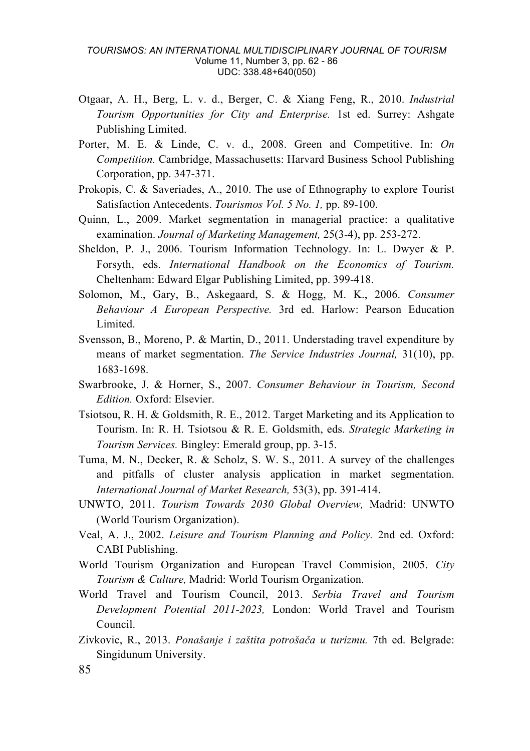Otgaar, A. H., Berg, L. v. d., Berger, C. & Xiang Feng, R., 2010. *Industrial Tourism Opportunities for City and Enterprise.* 1st ed. Surrey: Ashgate Publishing Limited.

Porter, M. E. & Linde, C. v. d., 2008. Green and Competitive. In: *On Competition.* Cambridge, Massachusetts: Harvard Business School Publishing Corporation, pp. 347-371.

Prokopis, C. & Saveriades, A., 2010. The use of Ethnography to explore Tourist Satisfaction Antecedents. *Tourismos Vol. 5 No. 1,* pp. 89-100.

Quinn, L., 2009. Market segmentation in managerial practice: a qualitative examination. *Journal of Marketing Management,* 25(3-4), pp. 253-272.

Sheldon, P. J., 2006. Tourism Information Technology. In: L. Dwyer & P. Forsyth, eds. *International Handbook on the Economics of Tourism.* Cheltenham: Edward Elgar Publishing Limited, pp. 399-418.

Solomon, M., Gary, B., Askegaard, S. & Hogg, M. K., 2006. *Consumer Behaviour A European Perspective.* 3rd ed. Harlow: Pearson Education Limited.

Svensson, B., Moreno, P. & Martin, D., 2011. Understading travel expenditure by means of market segmentation. *The Service Industries Journal,* 31(10), pp. 1683-1698.

Swarbrooke, J. & Horner, S., 2007. *Consumer Behaviour in Tourism, Second Edition.* Oxford: Elsevier.

Tsiotsou, R. H. & Goldsmith, R. E., 2012. Target Marketing and its Application to Tourism. In: R. H. Tsiotsou & R. E. Goldsmith, eds. *Strategic Marketing in Tourism Services.* Bingley: Emerald group, pp. 3-15.

Tuma, M. N., Decker, R. & Scholz, S. W. S., 2011. A survey of the challenges and pitfalls of cluster analysis application in market segmentation. *International Journal of Market Research,* 53(3), pp. 391-414.

UNWTO, 2011. *Tourism Towards 2030 Global Overview,* Madrid: UNWTO (World Tourism Organization).

Veal, A. J., 2002. *Leisure and Tourism Planning and Policy.* 2nd ed. Oxford: CABI Publishing.

World Tourism Organization and European Travel Commision, 2005. *City Tourism & Culture,* Madrid: World Tourism Organization.

World Travel and Tourism Council, 2013. *Serbia Travel and Tourism Development Potential 2011-2023,* London: World Travel and Tourism Council.

Zivkovic, R., 2013. *Ponašanje i zaštita potrošača u turizmu.* 7th ed. Belgrade: Singidunum University.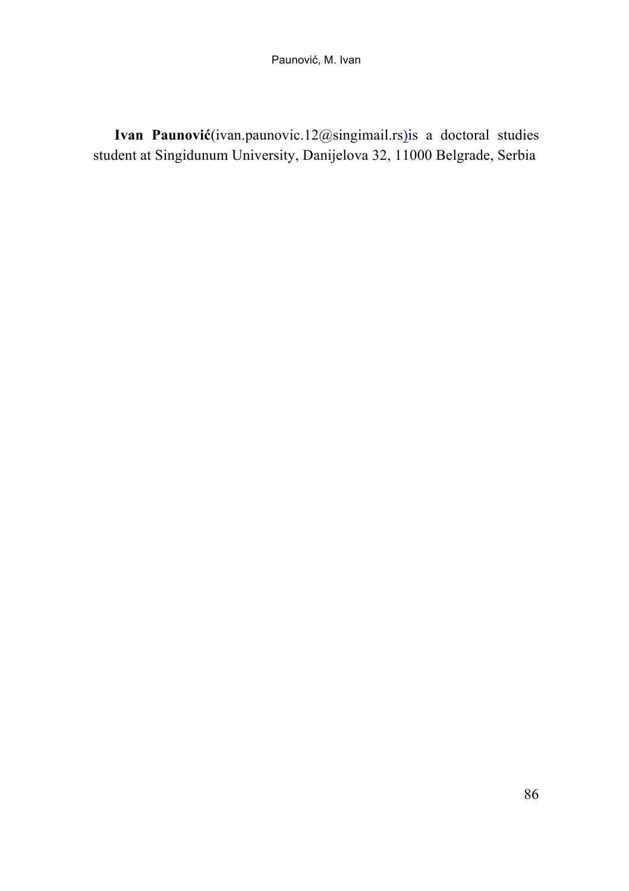**Ivan Paunović**(ivan.paunovic.12@singimail.rs)is a doctoral studies student at Singidunum University, Danijelova 32, 11000 Belgrade, Serbia